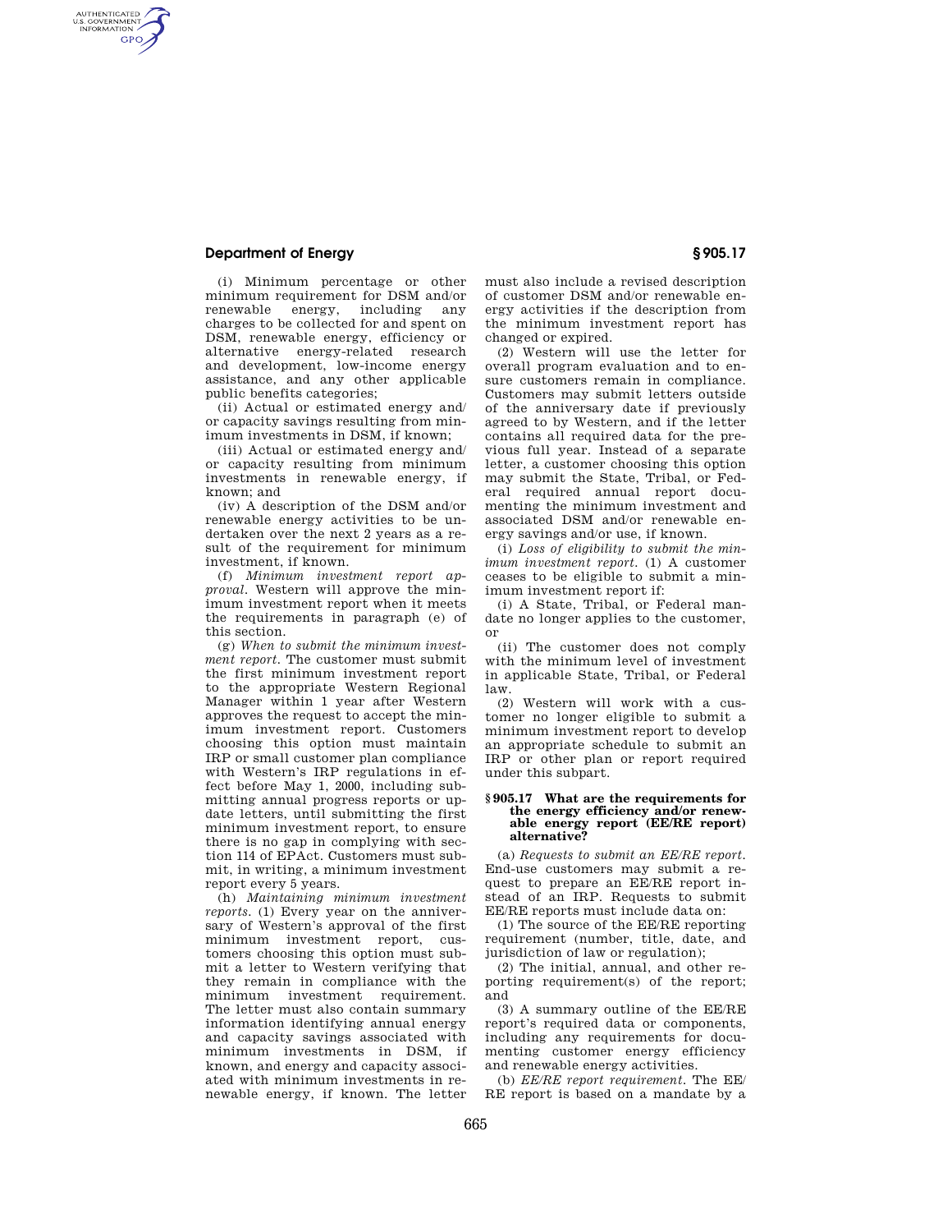(i) Minimum percentage or other minimum requirement for DSM and/or renewable energy, including any charges to be collected for and spent on DSM, renewable energy, efficiency or alternative energy-related research and development, low-income energy assistance, and any other applicable public benefits categories;

(ii) Actual or estimated energy and/or capacity savings resulting from minimum investments in DSM, if known;

(iii) Actual or estimated energy and/or capacity resulting from minimum investments in renewable energy, if known; and

(iv) A description of the DSM and/or renewable energy activities to be undertaken over the next 2 years as a result of the requirement for minimum investment, if known.

(f) *Minimum investment report approval.* Western will approve the minimum investment report when it meets the requirements in paragraph (e) of this section.

(g) *When to submit the minimum investment report.* The customer must submit the first minimum investment report to the appropriate Western Regional Manager within 1 year after Western approves the request to accept the minimum investment report. Customers choosing this option must maintain IRP or small customer plan compliance with Western's IRP regulations in effect before May 1, 2000, including submitting annual progress reports or update letters, until submitting the first minimum investment report, to ensure there is no gap in complying with section 114 of EPAct. Customers must submit, in writing, a minimum investment report every 5 years.

(h) *Maintaining minimum investment reports.* (1) Every year on the anniversary of Western's approval of the first minimum investment report, customers choosing this option must submit a letter to Western verifying that they remain in compliance with the minimum investment requirement. The letter must also contain summary information identifying annual energy and capacity savings associated with minimum investments in DSM, if known, and energy and capacity associated with minimum investments in renewable energy, if known. The letter must also include a revised description of customer DSM and/or renewable energy activities if the description from the minimum investment report has changed or expired.

(2) Western will use the letter for overall program evaluation and to ensure customers remain in compliance. Customers may submit letters outside of the anniversary date if previously agreed to by Western, and if the letter contains all required data for the previous full year. Instead of a separate letter, a customer choosing this option may submit the State, Tribal, or Federal required annual report documenting the minimum investment and associated DSM and/or renewable energy savings and/or use, if known.

(i) *Loss of eligibility to submit the minimum investment report.* (1) A customer ceases to be eligible to submit a minimum investment report if:

(i) A State, Tribal, or Federal mandate no longer applies to the customer, or

(ii) The customer does not comply with the minimum level of investment in applicable State, Tribal, or Federal law.

(2) Western will work with a customer no longer eligible to submit a minimum investment report to develop an appropriate schedule to submit an IRP or other plan or report required under this subpart.

### § 905.17 What are the requirements for the energy efficiency and/or renewable energy report (EE/RE report) alternative?

(a) *Requests to submit an EE/RE report.* End-use customers may submit a request to prepare an EE/RE report instead of an IRP. Requests to submit EE/RE reports must include data on:

(1) The source of the EE/RE reporting requirement (number, title, date, and jurisdiction of law or regulation);

(2) The initial, annual, and other reporting requirement(s) of the report; and

(3) A summary outline of the EE/RE report's required data or components, including any requirements for documenting customer energy efficiency and renewable energy activities.

(b) *EE/RE report requirement.* The EE/RE report is based on a mandate by a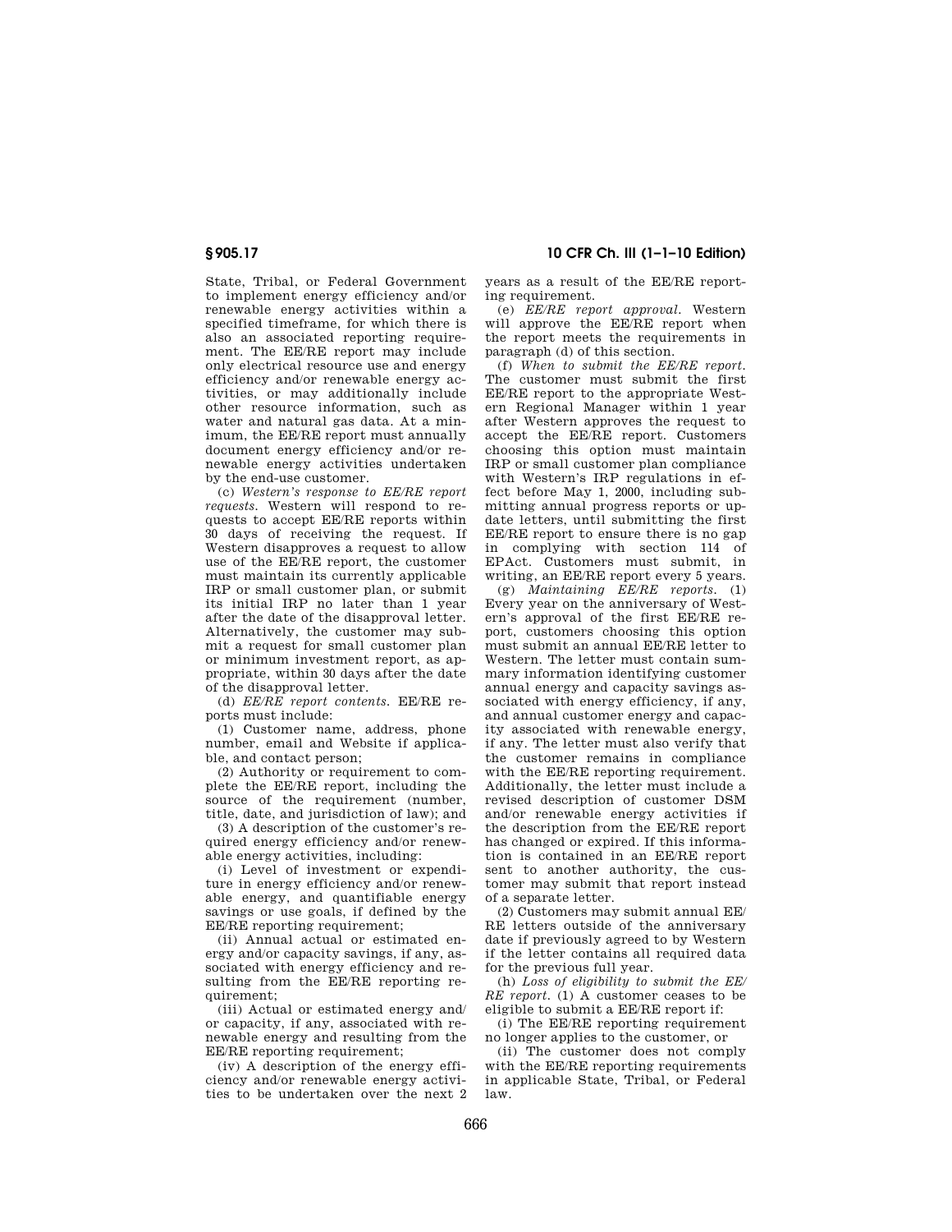State, Tribal, or Federal Government to implement energy efficiency and/or renewable energy activities within a specified timeframe, for which there is also an associated reporting requirement. The EE/RE report may include only electrical resource use and energy efficiency and/or renewable energy activities, or may additionally include other resource information, such as water and natural gas data. At a minimum, the EE/RE report must annually document energy efficiency and/or renewable energy activities undertaken by the end-use customer.

(c) *Western's response to EE/RE report requests.* Western will respond to requests to accept EE/RE reports within 30 days of receiving the request. If Western disapproves a request to allow use of the EE/RE report, the customer must maintain its currently applicable IRP or small customer plan, or submit its initial IRP no later than 1 year after the date of the disapproval letter. Alternatively, the customer may submit a request for small customer plan or minimum investment report, as appropriate, within 30 days after the date of the disapproval letter.

(d) *EE/RE report contents.* EE/RE reports must include:

(1) Customer name, address, phone number, email and Website if applicable, and contact person;

(2) Authority or requirement to complete the EE/RE report, including the source of the requirement (number, title, date, and jurisdiction of law); and

(3) A description of the customer's required energy efficiency and/or renewable energy activities, including:

(i) Level of investment or expenditure in energy efficiency and/or renewable energy, and quantifiable energy savings or use goals, if defined by the EE/RE reporting requirement;

(ii) Annual actual or estimated energy and/or capacity savings, if any, associated with energy efficiency and resulting from the EE/RE reporting requirement;

(iii) Actual or estimated energy and/or capacity, if any, associated with renewable energy and resulting from the EE/RE reporting requirement;

(iv) A description of the energy efficiency and/or renewable energy activities to be undertaken over the next 2 years as a result of the EE/RE reporting requirement.

(e) *EE/RE report approval.* Western will approve the EE/RE report when the report meets the requirements in paragraph (d) of this section.

(f) *When to submit the EE/RE report.* The customer must submit the first EE/RE report to the appropriate Western Regional Manager within 1 year after Western approves the request to accept the EE/RE report. Customers choosing this option must maintain IRP or small customer plan compliance with Western's IRP regulations in effect before May 1, 2000, including submitting annual progress reports or update letters, until submitting the first EE/RE report to ensure there is no gap in complying with section 114 of EPAct. Customers must submit, in writing, an EE/RE report every 5 years.

(g) *Maintaining EE/RE reports.* (1) Every year on the anniversary of Western's approval of the first EE/RE report, customers choosing this option must submit an annual EE/RE letter to Western. The letter must contain summary information identifying customer annual energy and capacity savings associated with energy efficiency, if any, and annual customer energy and capacity associated with renewable energy, if any. The letter must also verify that the customer remains in compliance with the EE/RE reporting requirement. Additionally, the letter must include a revised description of customer DSM and/or renewable energy activities if the description from the EE/RE report has changed or expired. If this information is contained in an EE/RE report sent to another authority, the customer may submit that report instead of a separate letter.

(2) Customers may submit annual EE/RE letters outside of the anniversary date if previously agreed to by Western if the letter contains all required data for the previous full year.

(h) *Loss of eligibility to submit the EE/RE report.* (1) A customer ceases to be eligible to submit a EE/RE report if:

(i) The EE/RE reporting requirement no longer applies to the customer, or

(ii) The customer does not comply with the EE/RE reporting requirements in applicable State, Tribal, or Federal law.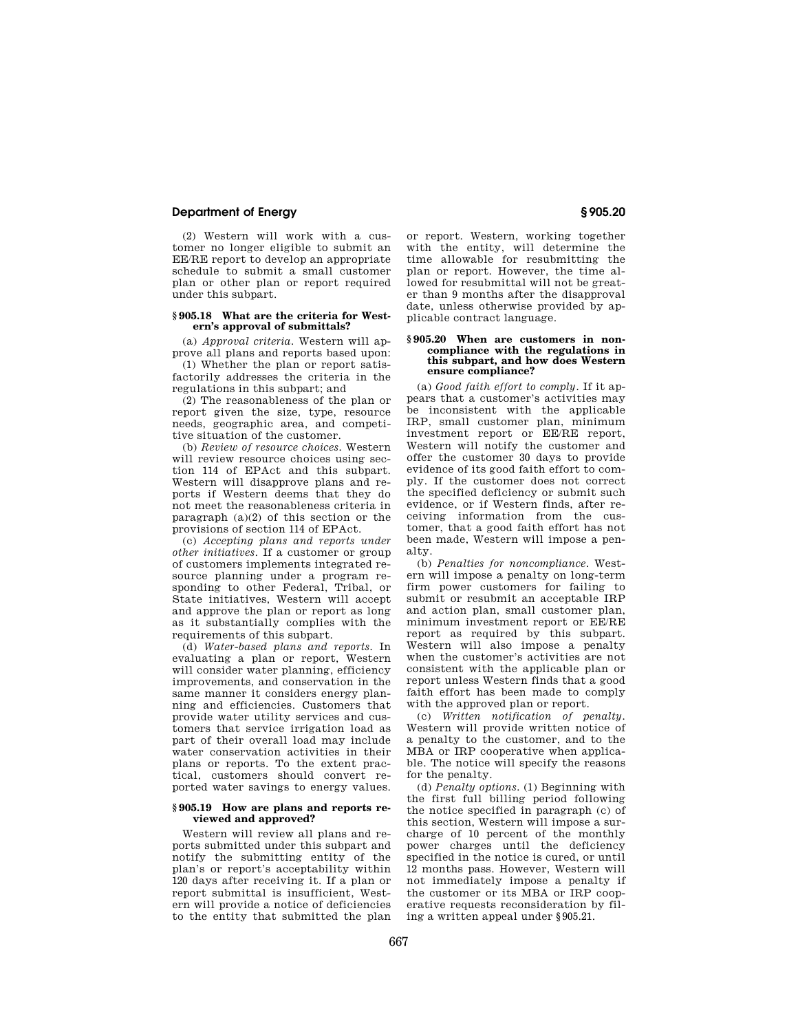(2) Western will work with a customer no longer eligible to submit an EE/RE report to develop an appropriate schedule to submit a small customer plan or other plan or report required under this subpart.

### § 905.18 What are the criteria for Western's approval of submittals?

(a) *Approval criteria.* Western will approve all plans and reports based upon:

(1) Whether the plan or report satisfactorily addresses the criteria in the regulations in this subpart; and

(2) The reasonableness of the plan or report given the size, type, resource needs, geographic area, and competitive situation of the customer.

(b) *Review of resource choices.* Western will review resource choices using section 114 of EPAct and this subpart. Western will disapprove plans and reports if Western deems that they do not meet the reasonableness criteria in paragraph (a)(2) of this section or the provisions of section 114 of EPAct.

(c) *Accepting plans and reports under other initiatives.* If a customer or group of customers implements integrated resource planning under a program responding to other Federal, Tribal, or State initiatives, Western will accept and approve the plan or report as long as it substantially complies with the requirements of this subpart.

(d) *Water-based plans and reports.* In evaluating a plan or report, Western will consider water planning, efficiency improvements, and conservation in the same manner it considers energy planning and efficiencies. Customers that provide water utility services and customers that service irrigation load as part of their overall load may include water conservation activities in their plans or reports. To the extent practical, customers should convert reported water savings to energy values.

### § 905.19 How are plans and reports reviewed and approved?

Western will review all plans and reports submitted under this subpart and notify the submitting entity of the plan's or report's acceptability within 120 days after receiving it. If a plan or report submittal is insufficient, Western will provide a notice of deficiencies to the entity that submitted the plan or report. Western, working together with the entity, will determine the time allowable for resubmitting the plan or report. However, the time allowed for resubmittal will not be greater than 9 months after the disapproval date, unless otherwise provided by applicable contract language.

### § 905.20 When are customers in noncompliance with the regulations in this subpart, and how does Western ensure compliance?

(a) *Good faith effort to comply.* If it appears that a customer's activities may be inconsistent with the applicable IRP, small customer plan, minimum investment report or EE/RE report, Western will notify the customer and offer the customer 30 days to provide evidence of its good faith effort to comply. If the customer does not correct the specified deficiency or submit such evidence, or if Western finds, after receiving information from the customer, that a good faith effort has not been made, Western will impose a penalty.

(b) *Penalties for noncompliance.* Western will impose a penalty on long-term firm power customers for failing to submit or resubmit an acceptable IRP and action plan, small customer plan, minimum investment report or EE/RE report as required by this subpart. Western will also impose a penalty when the customer's activities are not consistent with the applicable plan or report unless Western finds that a good faith effort has been made to comply with the approved plan or report.

(c) *Written notification of penalty.* Western will provide written notice of a penalty to the customer, and to the MBA or IRP cooperative when applicable. The notice will specify the reasons for the penalty.

(d) *Penalty options.* (1) Beginning with the first full billing period following the notice specified in paragraph (c) of this section, Western will impose a surcharge of 10 percent of the monthly power charges until the deficiency specified in the notice is cured, or until 12 months pass. However, Western will not immediately impose a penalty if the customer or its MBA or IRP cooperative requests reconsideration by filing a written appeal under § 905.21.